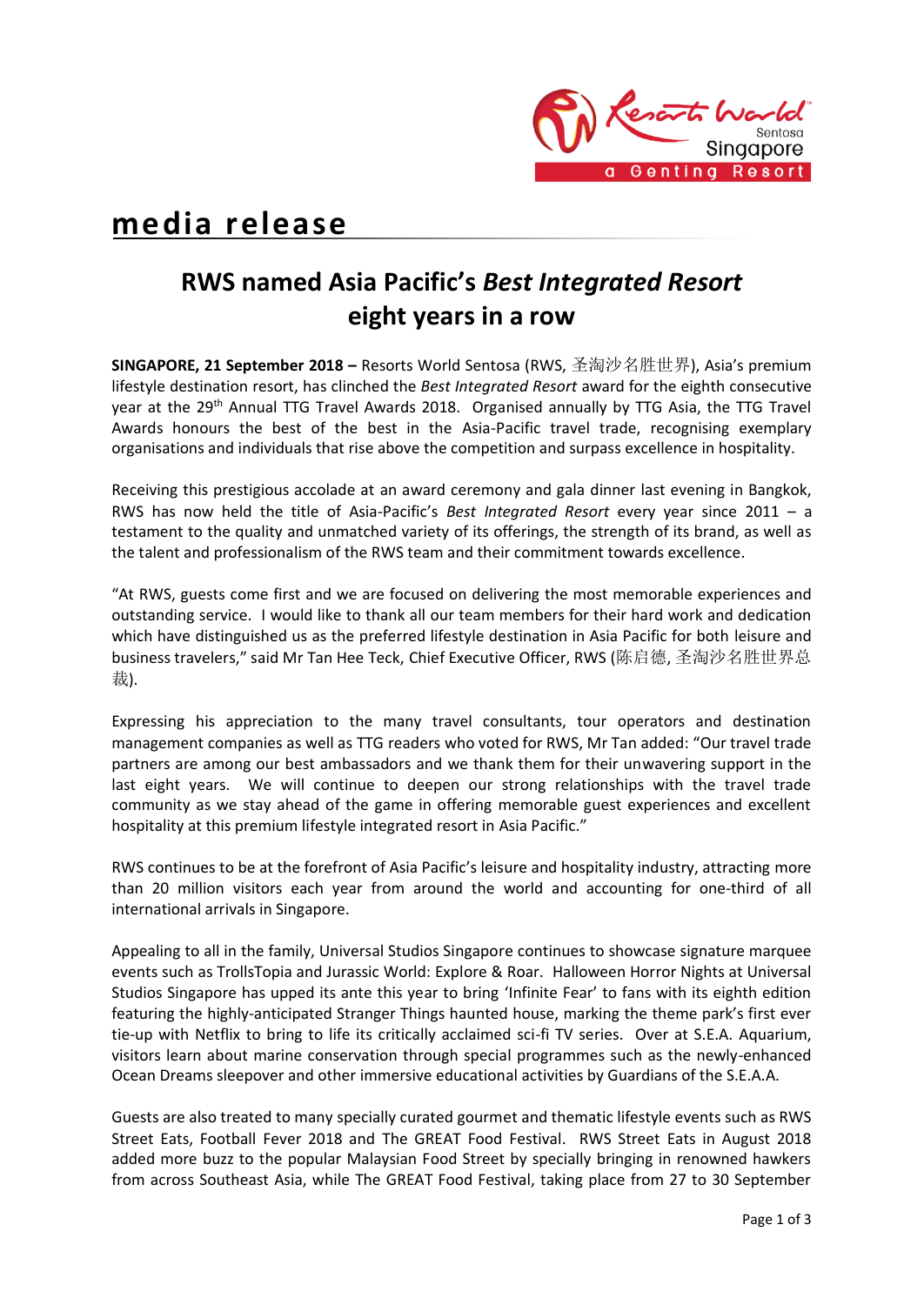# media release

## RWS named Asia Pacific's *Best Integrated Resort* eight years in a row

**SINGAPORE, 21 September 2018 –** Resorts World Sentosa (RWS, 圣淘沙名胜世界), Asia's premium lifestyle destination resort, has clinched the *Best Integrated Resort* award for the eighth consecutive year at the 29th Annual TTG Travel Awards 2018. Organised annually by TTG Asia, the TTG Travel Awards honours the best of the best in the Asia-Pacific travel trade, recognising exemplary organisations and individuals that rise above the competition and surpass excellence in hospitality.

Receiving this prestigious accolade at an award ceremony and gala dinner last evening in Bangkok, RWS has now held the title of Asia-Pacific's *Best Integrated Resort* every year since 2011 – a testament to the quality and unmatched variety of its offerings, the strength of its brand, as well as the talent and professionalism of the RWS team and their commitment towards excellence.

"At RWS, guests come first and we are focused on delivering the most memorable experiences and outstanding service. I would like to thank all our team members for their hard work and dedication which have distinguished us as the preferred lifestyle destination in Asia Pacific for both leisure and business travelers," said Mr Tan Hee Teck, Chief Executive Officer, RWS (陈启德, 圣淘沙名胜世界总裁).

Expressing his appreciation to the many travel consultants, tour operators and destination management companies as well as TTG readers who voted for RWS, Mr Tan added: "Our travel trade partners are among our best ambassadors and we thank them for their unwavering support in the last eight years. We will continue to deepen our strong relationships with the travel trade community as we stay ahead of the game in offering memorable guest experiences and excellent hospitality at this premium lifestyle integrated resort in Asia Pacific."

RWS continues to be at the forefront of Asia Pacific's leisure and hospitality industry, attracting more than 20 million visitors each year from around the world and accounting for one-third of all international arrivals in Singapore.

Appealing to all in the family, Universal Studios Singapore continues to showcase signature marquee events such as TrollsTopia and Jurassic World: Explore & Roar. Halloween Horror Nights at Universal Studios Singapore has upped its ante this year to bring 'Infinite Fear' to fans with its eighth edition featuring the highly-anticipated Stranger Things haunted house, marking the theme park's first ever tie-up with Netflix to bring to life its critically acclaimed sci-fi TV series. Over at S.E.A. Aquarium, visitors learn about marine conservation through special programmes such as the newly-enhanced Ocean Dreams sleepover and other immersive educational activities by Guardians of the S.E.A.A.

Guests are also treated to many specially curated gourmet and thematic lifestyle events such as RWS Street Eats, Football Fever 2018 and The GREAT Food Festival. RWS Street Eats in August 2018 added more buzz to the popular Malaysian Food Street by specially bringing in renowned hawkers from across Southeast Asia, while The GREAT Food Festival, taking place from 27 to 30 September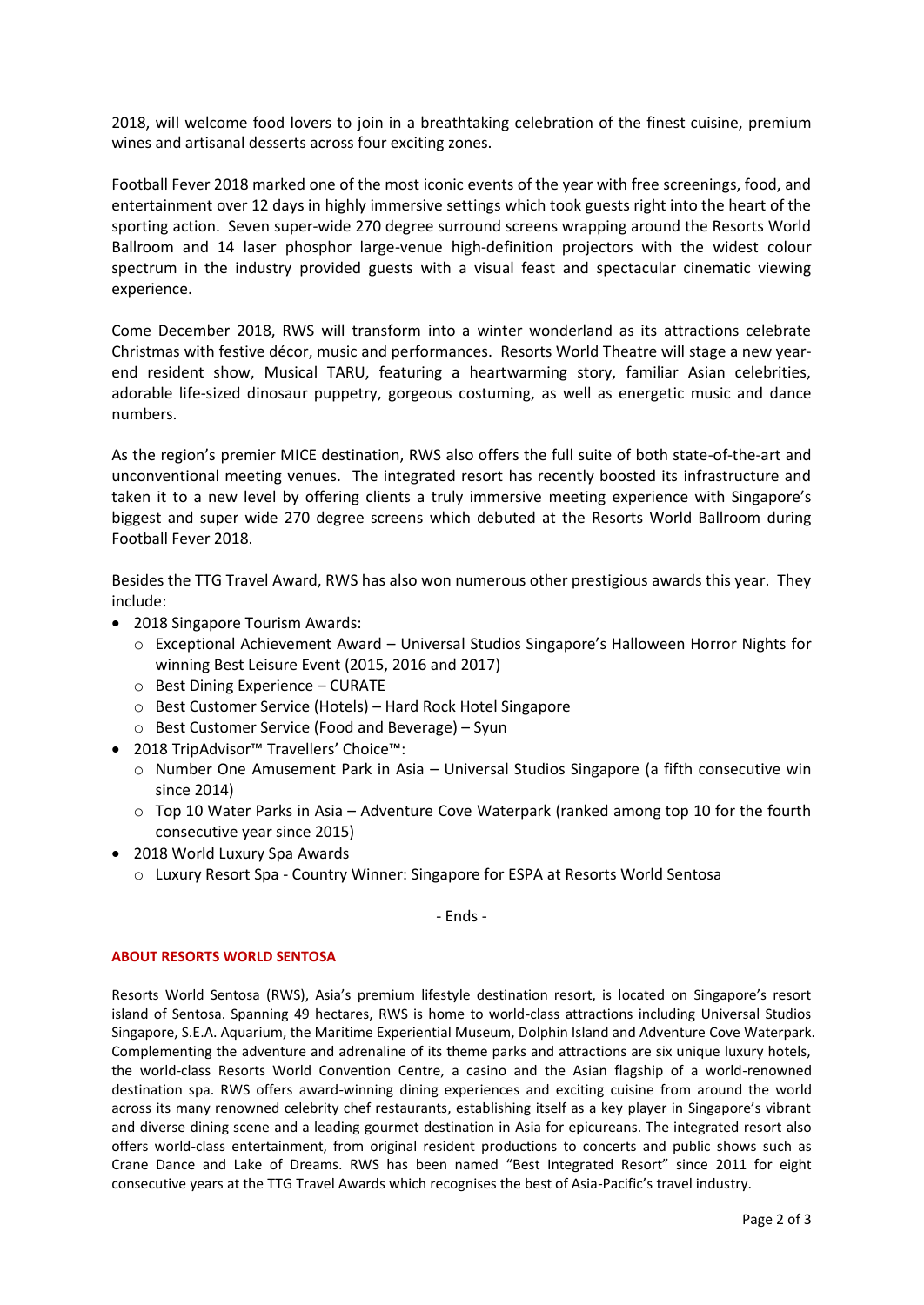2018, will welcome food lovers to join in a breathtaking celebration of the finest cuisine, premium wines and artisanal desserts across four exciting zones.

Football Fever 2018 marked one of the most iconic events of the year with free screenings, food, and entertainment over 12 days in highly immersive settings which took guests right into the heart of the sporting action. Seven super-wide 270 degree surround screens wrapping around the Resorts World Ballroom and 14 laser phosphor large-venue high-definition projectors with the widest colour spectrum in the industry provided guests with a visual feast and spectacular cinematic viewing experience.

Come December 2018, RWS will transform into a winter wonderland as its attractions celebrate Christmas with festive décor, music and performances. Resorts World Theatre will stage a new year-end resident show, Musical TARU, featuring a heartwarming story, familiar Asian celebrities, adorable life-sized dinosaur puppetry, gorgeous costuming, as well as energetic music and dance numbers.

As the region's premier MICE destination, RWS also offers the full suite of both state-of-the-art and unconventional meeting venues. The integrated resort has recently boosted its infrastructure and taken it to a new level by offering clients a truly immersive meeting experience with Singapore's biggest and super wide 270 degree screens which debuted at the Resorts World Ballroom during Football Fever 2018.

Besides the TTG Travel Award, RWS has also won numerous other prestigious awards this year. They include:

- 2018 Singapore Tourism Awards:
  - Exceptional Achievement Award – Universal Studios Singapore's Halloween Horror Nights for winning Best Leisure Event (2015, 2016 and 2017)
  - Best Dining Experience – CURATE
  - Best Customer Service (Hotels) – Hard Rock Hotel Singapore
  - Best Customer Service (Food and Beverage) – Syun
- 2018 TripAdvisor™ Travellers' Choice™:
  - Number One Amusement Park in Asia – Universal Studios Singapore (a fifth consecutive win since 2014)
  - Top 10 Water Parks in Asia – Adventure Cove Waterpark (ranked among top 10 for the fourth consecutive year since 2015)
- 2018 World Luxury Spa Awards
  - Luxury Resort Spa - Country Winner: Singapore for ESPA at Resorts World Sentosa

- Ends -

**ABOUT RESORTS WORLD SENTOSA**

Resorts World Sentosa (RWS), Asia's premium lifestyle destination resort, is located on Singapore's resort island of Sentosa. Spanning 49 hectares, RWS is home to world-class attractions including Universal Studios Singapore, S.E.A. Aquarium, the Maritime Experiential Museum, Dolphin Island and Adventure Cove Waterpark. Complementing the adventure and adrenaline of its theme parks and attractions are six unique luxury hotels, the world-class Resorts World Convention Centre, a casino and the Asian flagship of a world-renowned destination spa. RWS offers award-winning dining experiences and exciting cuisine from around the world across its many renowned celebrity chef restaurants, establishing itself as a key player in Singapore's vibrant and diverse dining scene and a leading gourmet destination in Asia for epicureans. The integrated resort also offers world-class entertainment, from original resident productions to concerts and public shows such as Crane Dance and Lake of Dreams. RWS has been named "Best Integrated Resort" since 2011 for eight consecutive years at the TTG Travel Awards which recognises the best of Asia-Pacific's travel industry.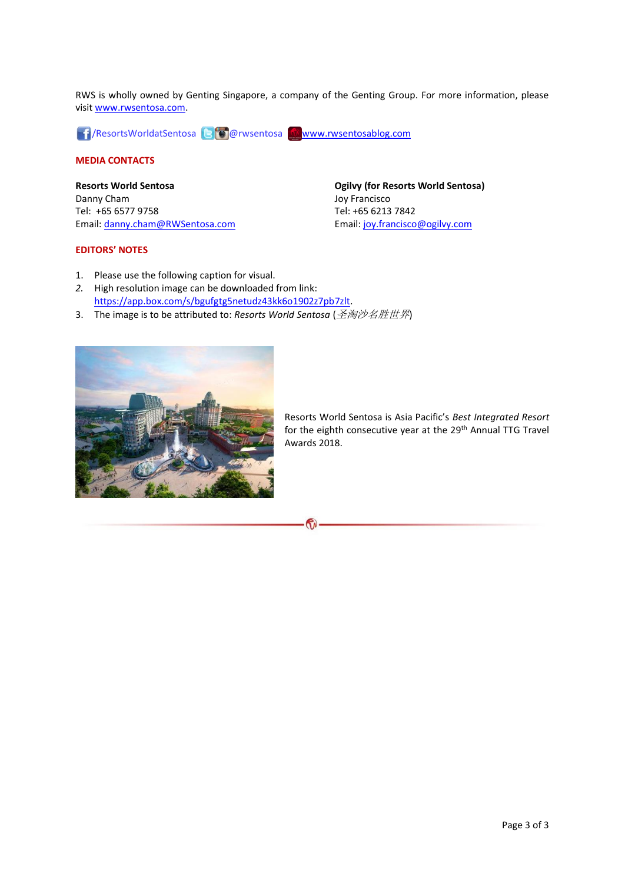RWS is wholly owned by Genting Singapore, a company of the Genting Group. For more information, please visit www.rwsentosa.com.

/ResortsWorldatSentosa @rwsentosa www.rwsentosablog.com

**MEDIA CONTACTS**

**Resorts World Sentosa**
Danny Cham
Tel: +65 6577 9758
Email: danny.cham@RWSentosa.com

**Ogilvy (for Resorts World Sentosa)**
Joy Francisco
Tel: +65 6213 7842
Email: joy.francisco@ogilvy.com

**EDITORS' NOTES**

1. Please use the following caption for visual.
2. High resolution image can be downloaded from link: https://app.box.com/s/bgufgtg5netudz43kk6o1902z7pb7zlt.
3. The image is to be attributed to: *Resorts World Sentosa* (*圣淘沙名胜世界*)

Resorts World Sentosa is Asia Pacific's *Best Integrated Resort* for the eighth consecutive year at the 29th Annual TTG Travel Awards 2018.